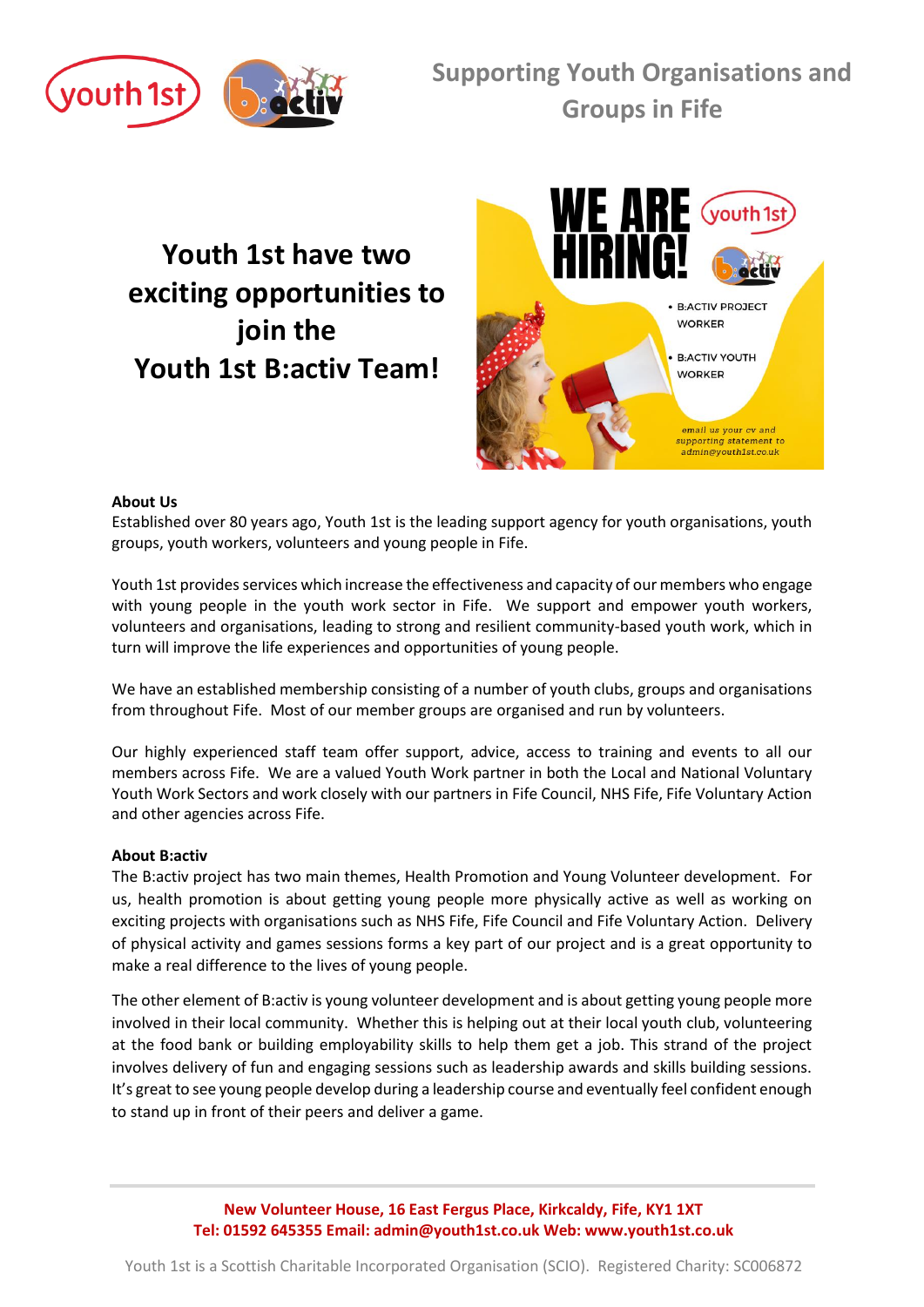## Supporting Youth Organisations and Groups in Fife

# Youth 1st have two exciting opportunities to join the Youth 1st B:activ Team!

WE ARE HIRING!

- B:ACTIV PROJECT WORKER
- B:ACTIV YOUTH WORKER

email us your cv and supporting statement to admin@youth1st.co.uk

**About Us**

Established over 80 years ago, Youth 1st is the leading support agency for youth organisations, youth groups, youth workers, volunteers and young people in Fife.

Youth 1st provides services which increase the effectiveness and capacity of our members who engage with young people in the youth work sector in Fife. We support and empower youth workers, volunteers and organisations, leading to strong and resilient community-based youth work, which in turn will improve the life experiences and opportunities of young people.

We have an established membership consisting of a number of youth clubs, groups and organisations from throughout Fife. Most of our member groups are organised and run by volunteers.

Our highly experienced staff team offer support, advice, access to training and events to all our members across Fife. We are a valued Youth Work partner in both the Local and National Voluntary Youth Work Sectors and work closely with our partners in Fife Council, NHS Fife, Fife Voluntary Action and other agencies across Fife.

**About B:activ**

The B:activ project has two main themes, Health Promotion and Young Volunteer development. For us, health promotion is about getting young people more physically active as well as working on exciting projects with organisations such as NHS Fife, Fife Council and Fife Voluntary Action. Delivery of physical activity and games sessions forms a key part of our project and is a great opportunity to make a real difference to the lives of young people.

The other element of B:activ is young volunteer development and is about getting young people more involved in their local community. Whether this is helping out at their local youth club, volunteering at the food bank or building employability skills to help them get a job. This strand of the project involves delivery of fun and engaging sessions such as leadership awards and skills building sessions. It's great to see young people develop during a leadership course and eventually feel confident enough to stand up in front of their peers and deliver a game.

New Volunteer House, 16 East Fergus Place, Kirkcaldy, Fife, KY1 1XT
Tel: 01592 645355 Email: admin@youth1st.co.uk Web: www.youth1st.co.uk

Youth 1st is a Scottish Charitable Incorporated Organisation (SCIO). Registered Charity: SC006872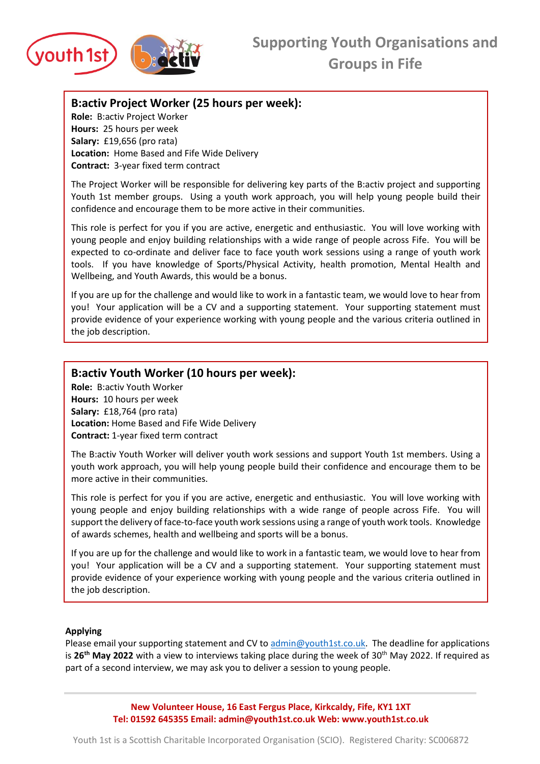# Supporting Youth Organisations and Groups in Fife

## B:activ Project Worker (25 hours per week):

**Role:** B:activ Project Worker
**Hours:** 25 hours per week
**Salary:** £19,656 (pro rata)
**Location:** Home Based and Fife Wide Delivery
**Contract:** 3-year fixed term contract

The Project Worker will be responsible for delivering key parts of the B:activ project and supporting Youth 1st member groups. Using a youth work approach, you will help young people build their confidence and encourage them to be more active in their communities.

This role is perfect for you if you are active, energetic and enthusiastic. You will love working with young people and enjoy building relationships with a wide range of people across Fife. You will be expected to co-ordinate and deliver face to face youth work sessions using a range of youth work tools. If you have knowledge of Sports/Physical Activity, health promotion, Mental Health and Wellbeing, and Youth Awards, this would be a bonus.

If you are up for the challenge and would like to work in a fantastic team, we would love to hear from you! Your application will be a CV and a supporting statement. Your supporting statement must provide evidence of your experience working with young people and the various criteria outlined in the job description.

## B:activ Youth Worker (10 hours per week):

**Role:** B:activ Youth Worker
**Hours:** 10 hours per week
**Salary:** £18,764 (pro rata)
**Location:** Home Based and Fife Wide Delivery
**Contract:** 1-year fixed term contract

The B:activ Youth Worker will deliver youth work sessions and support Youth 1st members. Using a youth work approach, you will help young people build their confidence and encourage them to be more active in their communities.

This role is perfect for you if you are active, energetic and enthusiastic. You will love working with young people and enjoy building relationships with a wide range of people across Fife. You will support the delivery of face-to-face youth work sessions using a range of youth work tools. Knowledge of awards schemes, health and wellbeing and sports will be a bonus.

If you are up for the challenge and would like to work in a fantastic team, we would love to hear from you! Your application will be a CV and a supporting statement. Your supporting statement must provide evidence of your experience working with young people and the various criteria outlined in the job description.

**Applying**

Please email your supporting statement and CV to admin@youth1st.co.uk. The deadline for applications is **26th May 2022** with a view to interviews taking place during the week of 30th May 2022. If required as part of a second interview, we may ask you to deliver a session to young people.

**New Volunteer House, 16 East Fergus Place, Kirkcaldy, Fife, KY1 1XT**
**Tel: 01592 645355 Email: admin@youth1st.co.uk Web: www.youth1st.co.uk**

Youth 1st is a Scottish Charitable Incorporated Organisation (SCIO). Registered Charity: SC006872